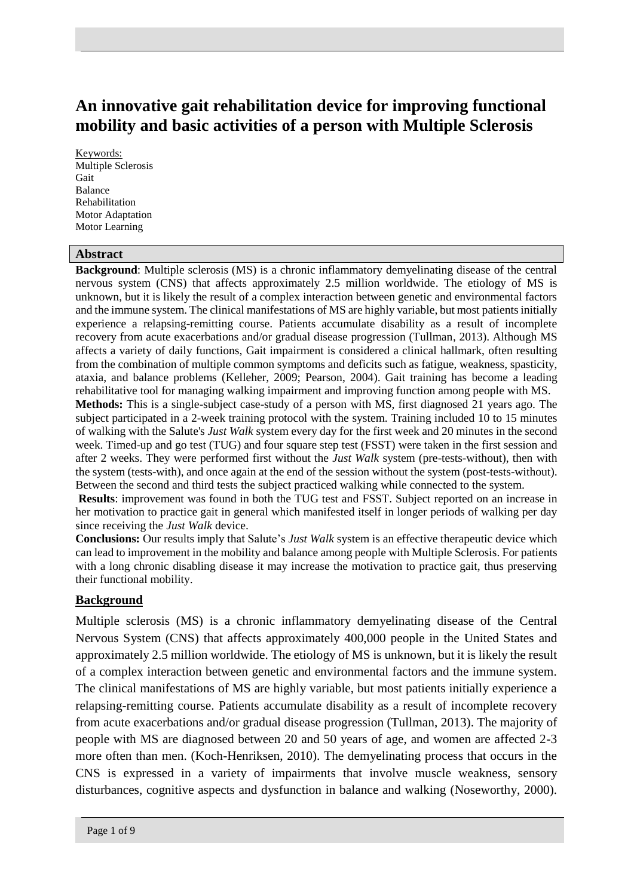# An innovative gait rehabilitation device for improving functional mobility and basic activities of a person with Multiple Sclerosis

Keywords:
Multiple Sclerosis
Gait
Balance
Rehabilitation
Motor Adaptation
Motor Learning

## Abstract

**Background**: Multiple sclerosis (MS) is a chronic inflammatory demyelinating disease of the central nervous system (CNS) that affects approximately 2.5 million worldwide. The etiology of MS is unknown, but it is likely the result of a complex interaction between genetic and environmental factors and the immune system. The clinical manifestations of MS are highly variable, but most patients initially experience a relapsing-remitting course. Patients accumulate disability as a result of incomplete recovery from acute exacerbations and/or gradual disease progression (Tullman, 2013). Although MS affects a variety of daily functions, Gait impairment is considered a clinical hallmark, often resulting from the combination of multiple common symptoms and deficits such as fatigue, weakness, spasticity, ataxia, and balance problems (Kelleher, 2009; Pearson, 2004). Gait training has become a leading rehabilitative tool for managing walking impairment and improving function among people with MS.

**Methods:** This is a single-subject case-study of a person with MS, first diagnosed 21 years ago. The subject participated in a 2-week training protocol with the system. Training included 10 to 15 minutes of walking with the Salute's *Just Walk* system every day for the first week and 20 minutes in the second week. Timed-up and go test (TUG) and four square step test (FSST) were taken in the first session and after 2 weeks. They were performed first without the *Just Walk* system (pre-tests-without), then with the system (tests-with), and once again at the end of the session without the system (post-tests-without). Between the second and third tests the subject practiced walking while connected to the system.

**Results**: improvement was found in both the TUG test and FSST. Subject reported on an increase in her motivation to practice gait in general which manifested itself in longer periods of walking per day since receiving the *Just Walk* device.

**Conclusions:** Our results imply that Salute's *Just Walk* system is an effective therapeutic device which can lead to improvement in the mobility and balance among people with Multiple Sclerosis. For patients with a long chronic disabling disease it may increase the motivation to practice gait, thus preserving their functional mobility.

## Background

Multiple sclerosis (MS) is a chronic inflammatory demyelinating disease of the Central Nervous System (CNS) that affects approximately 400,000 people in the United States and approximately 2.5 million worldwide. The etiology of MS is unknown, but it is likely the result of a complex interaction between genetic and environmental factors and the immune system. The clinical manifestations of MS are highly variable, but most patients initially experience a relapsing-remitting course. Patients accumulate disability as a result of incomplete recovery from acute exacerbations and/or gradual disease progression (Tullman, 2013). The majority of people with MS are diagnosed between 20 and 50 years of age, and women are affected 2-3 more often than men. (Koch-Henriksen, 2010). The demyelinating process that occurs in the CNS is expressed in a variety of impairments that involve muscle weakness, sensory disturbances, cognitive aspects and dysfunction in balance and walking (Noseworthy, 2000).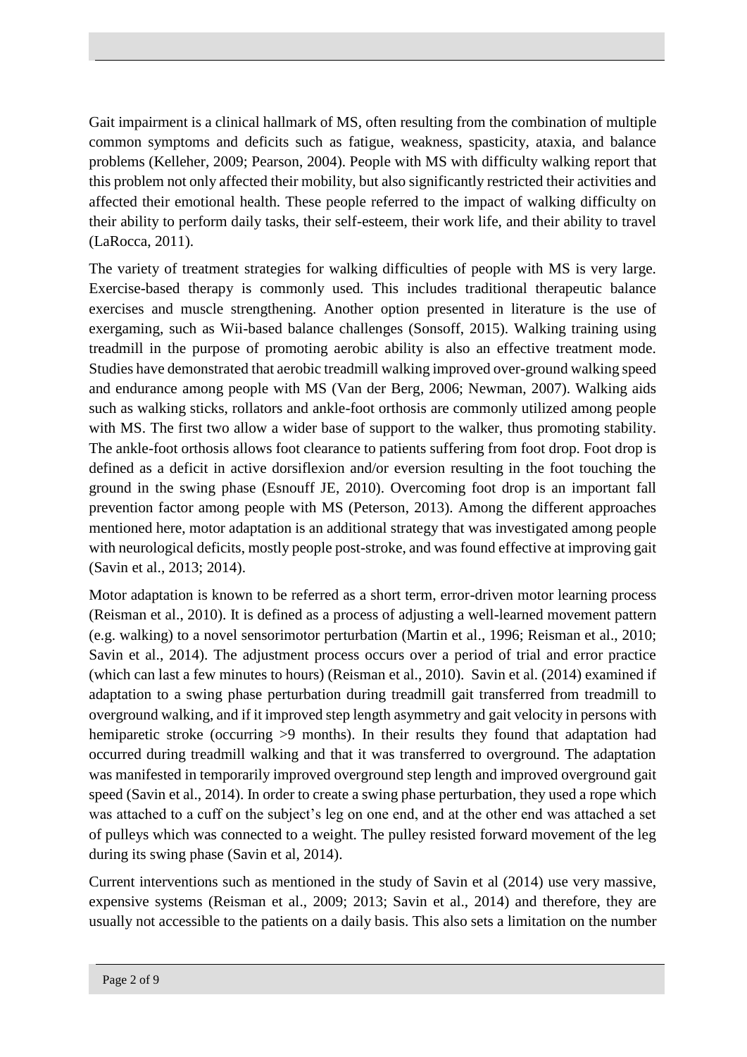Gait impairment is a clinical hallmark of MS, often resulting from the combination of multiple common symptoms and deficits such as fatigue, weakness, spasticity, ataxia, and balance problems (Kelleher, 2009; Pearson, 2004). People with MS with difficulty walking report that this problem not only affected their mobility, but also significantly restricted their activities and affected their emotional health. These people referred to the impact of walking difficulty on their ability to perform daily tasks, their self-esteem, their work life, and their ability to travel (LaRocca, 2011).

The variety of treatment strategies for walking difficulties of people with MS is very large. Exercise-based therapy is commonly used. This includes traditional therapeutic balance exercises and muscle strengthening. Another option presented in literature is the use of exergaming, such as Wii-based balance challenges (Sonsoff, 2015). Walking training using treadmill in the purpose of promoting aerobic ability is also an effective treatment mode. Studies have demonstrated that aerobic treadmill walking improved over-ground walking speed and endurance among people with MS (Van der Berg, 2006; Newman, 2007). Walking aids such as walking sticks, rollators and ankle-foot orthosis are commonly utilized among people with MS. The first two allow a wider base of support to the walker, thus promoting stability. The ankle-foot orthosis allows foot clearance to patients suffering from foot drop. Foot drop is defined as a deficit in active dorsiflexion and/or eversion resulting in the foot touching the ground in the swing phase (Esnouff JE, 2010). Overcoming foot drop is an important fall prevention factor among people with MS (Peterson, 2013). Among the different approaches mentioned here, motor adaptation is an additional strategy that was investigated among people with neurological deficits, mostly people post-stroke, and was found effective at improving gait (Savin et al., 2013; 2014).

Motor adaptation is known to be referred as a short term, error-driven motor learning process (Reisman et al., 2010). It is defined as a process of adjusting a well-learned movement pattern (e.g. walking) to a novel sensorimotor perturbation (Martin et al., 1996; Reisman et al., 2010; Savin et al., 2014). The adjustment process occurs over a period of trial and error practice (which can last a few minutes to hours) (Reisman et al., 2010). Savin et al. (2014) examined if adaptation to a swing phase perturbation during treadmill gait transferred from treadmill to overground walking, and if it improved step length asymmetry and gait velocity in persons with hemiparetic stroke (occurring >9 months). In their results they found that adaptation had occurred during treadmill walking and that it was transferred to overground. The adaptation was manifested in temporarily improved overground step length and improved overground gait speed (Savin et al., 2014). In order to create a swing phase perturbation, they used a rope which was attached to a cuff on the subject's leg on one end, and at the other end was attached a set of pulleys which was connected to a weight. The pulley resisted forward movement of the leg during its swing phase (Savin et al, 2014).

Current interventions such as mentioned in the study of Savin et al (2014) use very massive, expensive systems (Reisman et al., 2009; 2013; Savin et al., 2014) and therefore, they are usually not accessible to the patients on a daily basis. This also sets a limitation on the number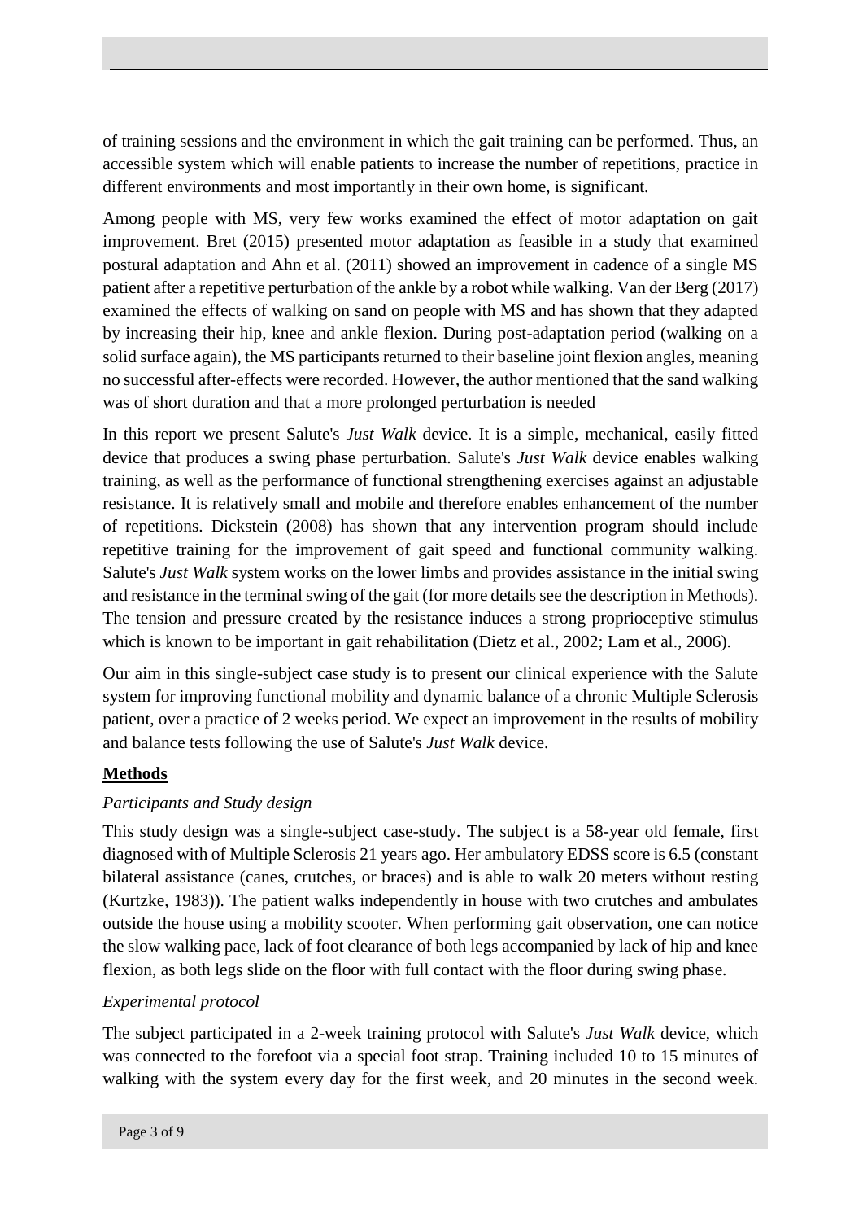of training sessions and the environment in which the gait training can be performed. Thus, an accessible system which will enable patients to increase the number of repetitions, practice in different environments and most importantly in their own home, is significant.

Among people with MS, very few works examined the effect of motor adaptation on gait improvement. Bret (2015) presented motor adaptation as feasible in a study that examined postural adaptation and Ahn et al. (2011) showed an improvement in cadence of a single MS patient after a repetitive perturbation of the ankle by a robot while walking. Van der Berg (2017) examined the effects of walking on sand on people with MS and has shown that they adapted by increasing their hip, knee and ankle flexion. During post-adaptation period (walking on a solid surface again), the MS participants returned to their baseline joint flexion angles, meaning no successful after-effects were recorded. However, the author mentioned that the sand walking was of short duration and that a more prolonged perturbation is needed

In this report we present Salute's *Just Walk* device. It is a simple, mechanical, easily fitted device that produces a swing phase perturbation. Salute's *Just Walk* device enables walking training, as well as the performance of functional strengthening exercises against an adjustable resistance. It is relatively small and mobile and therefore enables enhancement of the number of repetitions. Dickstein (2008) has shown that any intervention program should include repetitive training for the improvement of gait speed and functional community walking. Salute's *Just Walk* system works on the lower limbs and provides assistance in the initial swing and resistance in the terminal swing of the gait (for more details see the description in Methods). The tension and pressure created by the resistance induces a strong proprioceptive stimulus which is known to be important in gait rehabilitation (Dietz et al., 2002; Lam et al., 2006).

Our aim in this single-subject case study is to present our clinical experience with the Salute system for improving functional mobility and dynamic balance of a chronic Multiple Sclerosis patient, over a practice of 2 weeks period. We expect an improvement in the results of mobility and balance tests following the use of Salute's *Just Walk* device.

## **Methods**

### *Participants and Study design*

This study design was a single-subject case-study. The subject is a 58-year old female, first diagnosed with of Multiple Sclerosis 21 years ago. Her ambulatory EDSS score is 6.5 (constant bilateral assistance (canes, crutches, or braces) and is able to walk 20 meters without resting (Kurtzke, 1983)). The patient walks independently in house with two crutches and ambulates outside the house using a mobility scooter. When performing gait observation, one can notice the slow walking pace, lack of foot clearance of both legs accompanied by lack of hip and knee flexion, as both legs slide on the floor with full contact with the floor during swing phase.

### *Experimental protocol*

The subject participated in a 2-week training protocol with Salute's *Just Walk* device, which was connected to the forefoot via a special foot strap. Training included 10 to 15 minutes of walking with the system every day for the first week, and 20 minutes in the second week.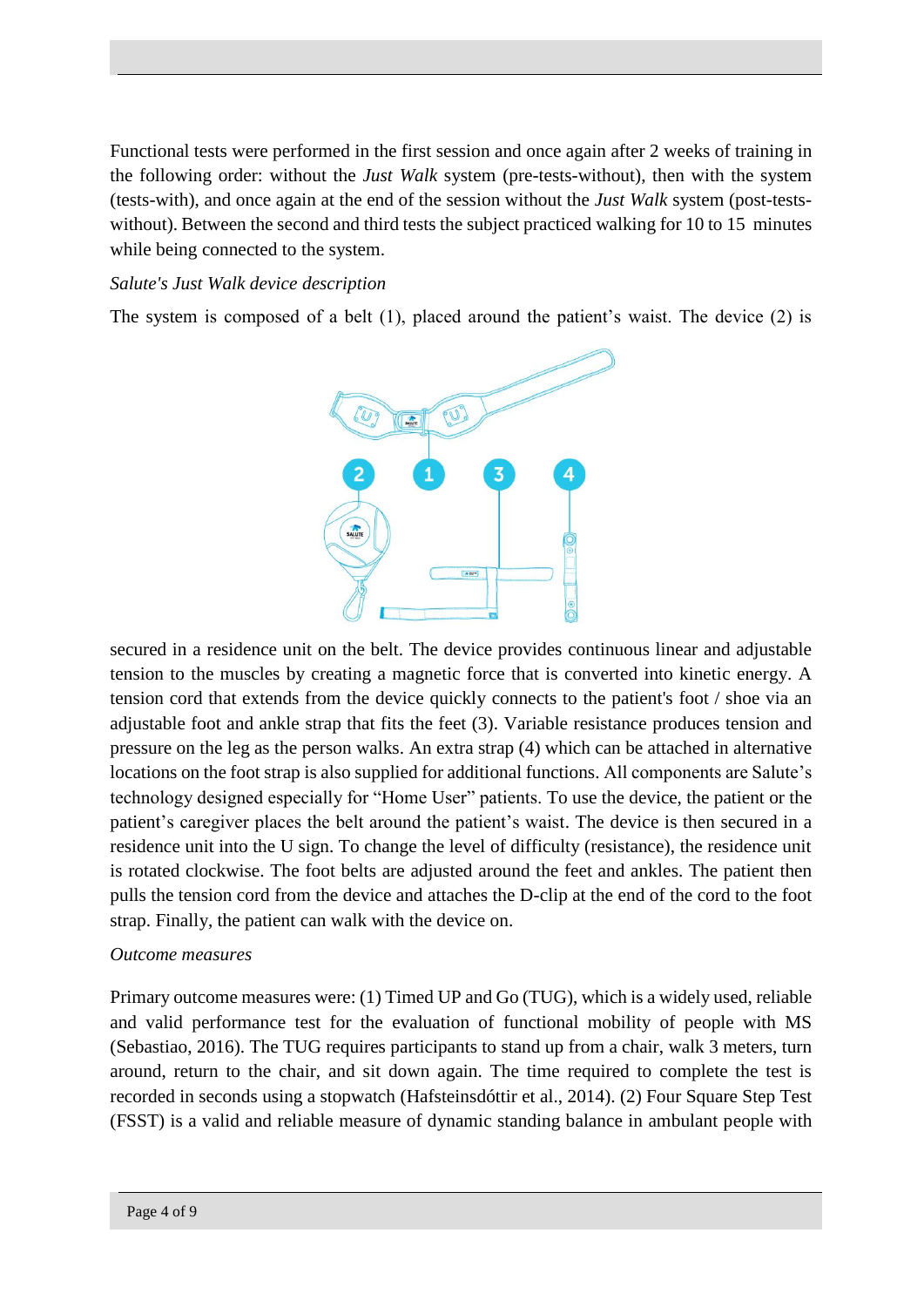Functional tests were performed in the first session and once again after 2 weeks of training in the following order: without the *Just Walk* system (pre-tests-without), then with the system (tests-with), and once again at the end of the session without the *Just Walk* system (post-tests-without). Between the second and third tests the subject practiced walking for 10 to 15 minutes while being connected to the system.

*Salute's Just Walk device description*

The system is composed of a belt (1), placed around the patient's waist. The device (2) is secured in a residence unit on the belt. The device provides continuous linear and adjustable tension to the muscles by creating a magnetic force that is converted into kinetic energy. A tension cord that extends from the device quickly connects to the patient's foot / shoe via an adjustable foot and ankle strap that fits the feet (3). Variable resistance produces tension and pressure on the leg as the person walks. An extra strap (4) which can be attached in alternative locations on the foot strap is also supplied for additional functions. All components are Salute's technology designed especially for "Home User" patients. To use the device, the patient or the patient's caregiver places the belt around the patient's waist. The device is then secured in a residence unit into the U sign. To change the level of difficulty (resistance), the residence unit is rotated clockwise. The foot belts are adjusted around the feet and ankles. The patient then pulls the tension cord from the device and attaches the D-clip at the end of the cord to the foot strap. Finally, the patient can walk with the device on.

*Outcome measures*

Primary outcome measures were: (1) Timed UP and Go (TUG), which is a widely used, reliable and valid performance test for the evaluation of functional mobility of people with MS (Sebastiao, 2016). The TUG requires participants to stand up from a chair, walk 3 meters, turn around, return to the chair, and sit down again. The time required to complete the test is recorded in seconds using a stopwatch (Hafsteinsdóttir et al., 2014). (2) Four Square Step Test (FSST) is a valid and reliable measure of dynamic standing balance in ambulant people with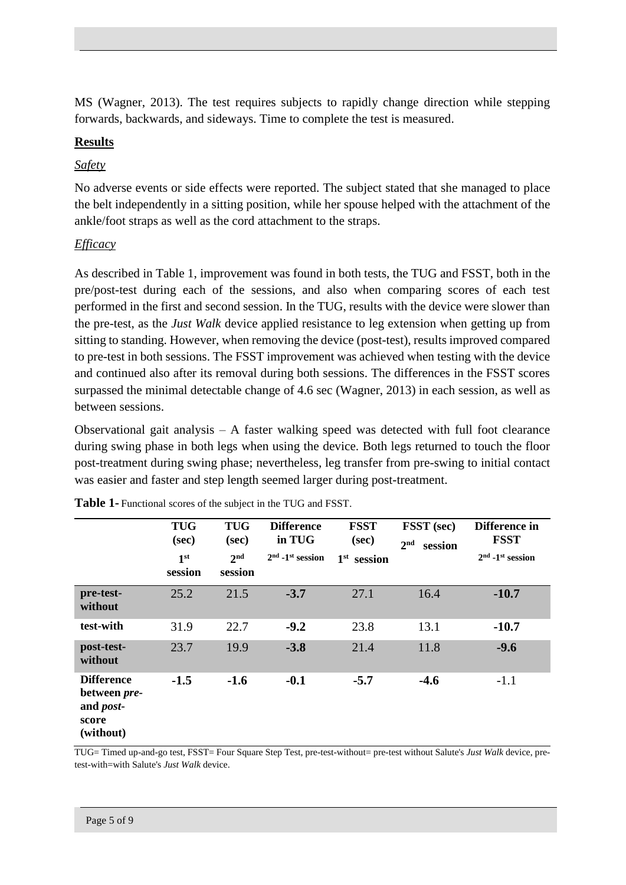MS (Wagner, 2013). The test requires subjects to rapidly change direction while stepping forwards, backwards, and sideways. Time to complete the test is measured.

## Results

### *Safety*

No adverse events or side effects were reported. The subject stated that she managed to place the belt independently in a sitting position, while her spouse helped with the attachment of the ankle/foot straps as well as the cord attachment to the straps.

### *Efficacy*

As described in Table 1, improvement was found in both tests, the TUG and FSST, both in the pre/post-test during each of the sessions, and also when comparing scores of each test performed in the first and second session. In the TUG, results with the device were slower than the pre-test, as the *Just Walk* device applied resistance to leg extension when getting up from sitting to standing. However, when removing the device (post-test), results improved compared to pre-test in both sessions. The FSST improvement was achieved when testing with the device and continued also after its removal during both sessions. The differences in the FSST scores surpassed the minimal detectable change of 4.6 sec (Wagner, 2013) in each session, as well as between sessions.

Observational gait analysis – A faster walking speed was detected with full foot clearance during swing phase in both legs when using the device. Both legs returned to touch the floor post-treatment during swing phase; nevertheless, leg transfer from pre-swing to initial contact was easier and faster and step length seemed larger during post-treatment.

**Table 1-** Functional scores of the subject in the TUG and FSST.

| | TUG (sec) 1st session | TUG (sec) 2nd session | Difference in TUG 2nd -1st session | FSST (sec) 1st session | FSST (sec) 2nd session | Difference in FSST 2nd -1st session |
|---|---|---|---|---|---|---|
| **pre-test-without** | 25.2 | 21.5 | **-3.7** | 27.1 | 16.4 | **-10.7** |
| **test-with** | 31.9 | 22.7 | **-9.2** | 23.8 | 13.1 | **-10.7** |
| **post-test-without** | 23.7 | 19.9 | **-3.8** | 21.4 | 11.8 | **-9.6** |
| **Difference between *pre-* and *post-* score (without)** | **-1.5** | **-1.6** | **-0.1** | **-5.7** | **-4.6** | -1.1 |

TUG= Timed up-and-go test, FSST= Four Square Step Test, pre-test-without= pre-test without Salute's *Just Walk* device, pre-test-with=with Salute's *Just Walk* device.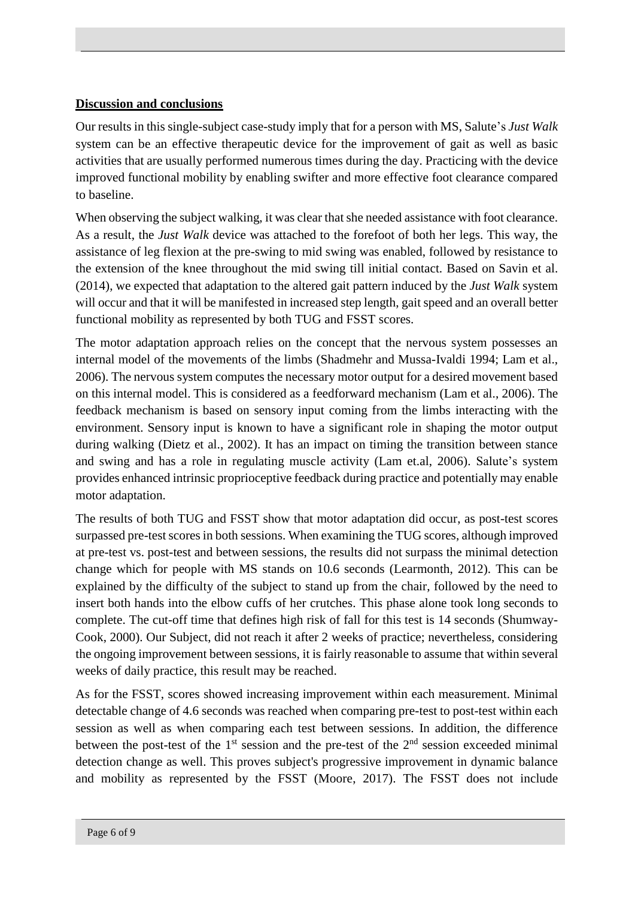**Discussion and conclusions**

Our results in this single-subject case-study imply that for a person with MS, Salute's *Just Walk* system can be an effective therapeutic device for the improvement of gait as well as basic activities that are usually performed numerous times during the day. Practicing with the device improved functional mobility by enabling swifter and more effective foot clearance compared to baseline.

When observing the subject walking, it was clear that she needed assistance with foot clearance. As a result, the *Just Walk* device was attached to the forefoot of both her legs. This way, the assistance of leg flexion at the pre-swing to mid swing was enabled, followed by resistance to the extension of the knee throughout the mid swing till initial contact. Based on Savin et al. (2014), we expected that adaptation to the altered gait pattern induced by the *Just Walk* system will occur and that it will be manifested in increased step length, gait speed and an overall better functional mobility as represented by both TUG and FSST scores.

The motor adaptation approach relies on the concept that the nervous system possesses an internal model of the movements of the limbs (Shadmehr and Mussa-Ivaldi 1994; Lam et al., 2006). The nervous system computes the necessary motor output for a desired movement based on this internal model. This is considered as a feedforward mechanism (Lam et al., 2006). The feedback mechanism is based on sensory input coming from the limbs interacting with the environment. Sensory input is known to have a significant role in shaping the motor output during walking (Dietz et al., 2002). It has an impact on timing the transition between stance and swing and has a role in regulating muscle activity (Lam et.al, 2006). Salute's system provides enhanced intrinsic proprioceptive feedback during practice and potentially may enable motor adaptation.

The results of both TUG and FSST show that motor adaptation did occur, as post-test scores surpassed pre-test scores in both sessions. When examining the TUG scores, although improved at pre-test vs. post-test and between sessions, the results did not surpass the minimal detection change which for people with MS stands on 10.6 seconds (Learmonth, 2012). This can be explained by the difficulty of the subject to stand up from the chair, followed by the need to insert both hands into the elbow cuffs of her crutches. This phase alone took long seconds to complete. The cut-off time that defines high risk of fall for this test is 14 seconds (Shumway-Cook, 2000). Our Subject, did not reach it after 2 weeks of practice; nevertheless, considering the ongoing improvement between sessions, it is fairly reasonable to assume that within several weeks of daily practice, this result may be reached.

As for the FSST, scores showed increasing improvement within each measurement. Minimal detectable change of 4.6 seconds was reached when comparing pre-test to post-test within each session as well as when comparing each test between sessions. In addition, the difference between the post-test of the 1st session and the pre-test of the 2nd session exceeded minimal detection change as well. This proves subject's progressive improvement in dynamic balance and mobility as represented by the FSST (Moore, 2017). The FSST does not include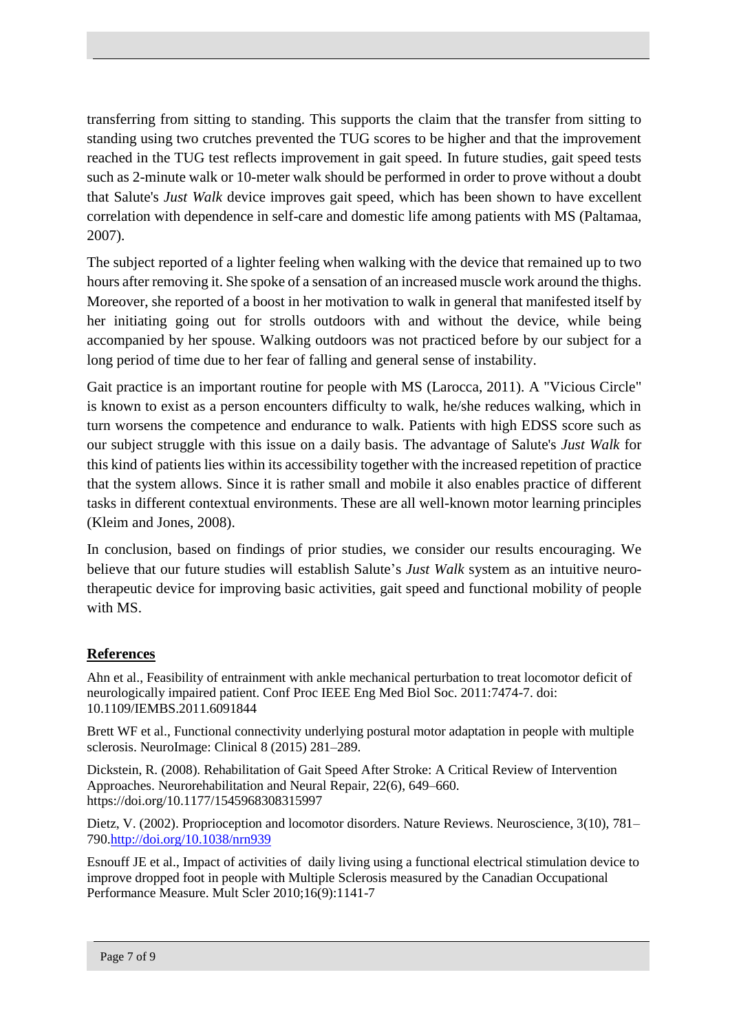transferring from sitting to standing. This supports the claim that the transfer from sitting to standing using two crutches prevented the TUG scores to be higher and that the improvement reached in the TUG test reflects improvement in gait speed. In future studies, gait speed tests such as 2-minute walk or 10-meter walk should be performed in order to prove without a doubt that Salute's *Just Walk* device improves gait speed, which has been shown to have excellent correlation with dependence in self-care and domestic life among patients with MS (Paltamaa, 2007).

The subject reported of a lighter feeling when walking with the device that remained up to two hours after removing it. She spoke of a sensation of an increased muscle work around the thighs. Moreover, she reported of a boost in her motivation to walk in general that manifested itself by her initiating going out for strolls outdoors with and without the device, while being accompanied by her spouse. Walking outdoors was not practiced before by our subject for a long period of time due to her fear of falling and general sense of instability.

Gait practice is an important routine for people with MS (Larocca, 2011). A "Vicious Circle" is known to exist as a person encounters difficulty to walk, he/she reduces walking, which in turn worsens the competence and endurance to walk. Patients with high EDSS score such as our subject struggle with this issue on a daily basis. The advantage of Salute's *Just Walk* for this kind of patients lies within its accessibility together with the increased repetition of practice that the system allows. Since it is rather small and mobile it also enables practice of different tasks in different contextual environments. These are all well-known motor learning principles (Kleim and Jones, 2008).

In conclusion, based on findings of prior studies, we consider our results encouraging. We believe that our future studies will establish Salute's *Just Walk* system as an intuitive neuro-therapeutic device for improving basic activities, gait speed and functional mobility of people with MS.

## References

Ahn et al., Feasibility of entrainment with ankle mechanical perturbation to treat locomotor deficit of neurologically impaired patient. Conf Proc IEEE Eng Med Biol Soc. 2011:7474-7. doi: 10.1109/IEMBS.2011.6091844

Brett WF et al., Functional connectivity underlying postural motor adaptation in people with multiple sclerosis. NeuroImage: Clinical 8 (2015) 281–289.

Dickstein, R. (2008). Rehabilitation of Gait Speed After Stroke: A Critical Review of Intervention Approaches. Neurorehabilitation and Neural Repair, 22(6), 649–660. https://doi.org/10.1177/1545968308315997

Dietz, V. (2002). Proprioception and locomotor disorders. Nature Reviews. Neuroscience, 3(10), 781–790.http://doi.org/10.1038/nrn939

Esnouff JE et al., Impact of activities of daily living using a functional electrical stimulation device to improve dropped foot in people with Multiple Sclerosis measured by the Canadian Occupational Performance Measure. Mult Scler 2010;16(9):1141-7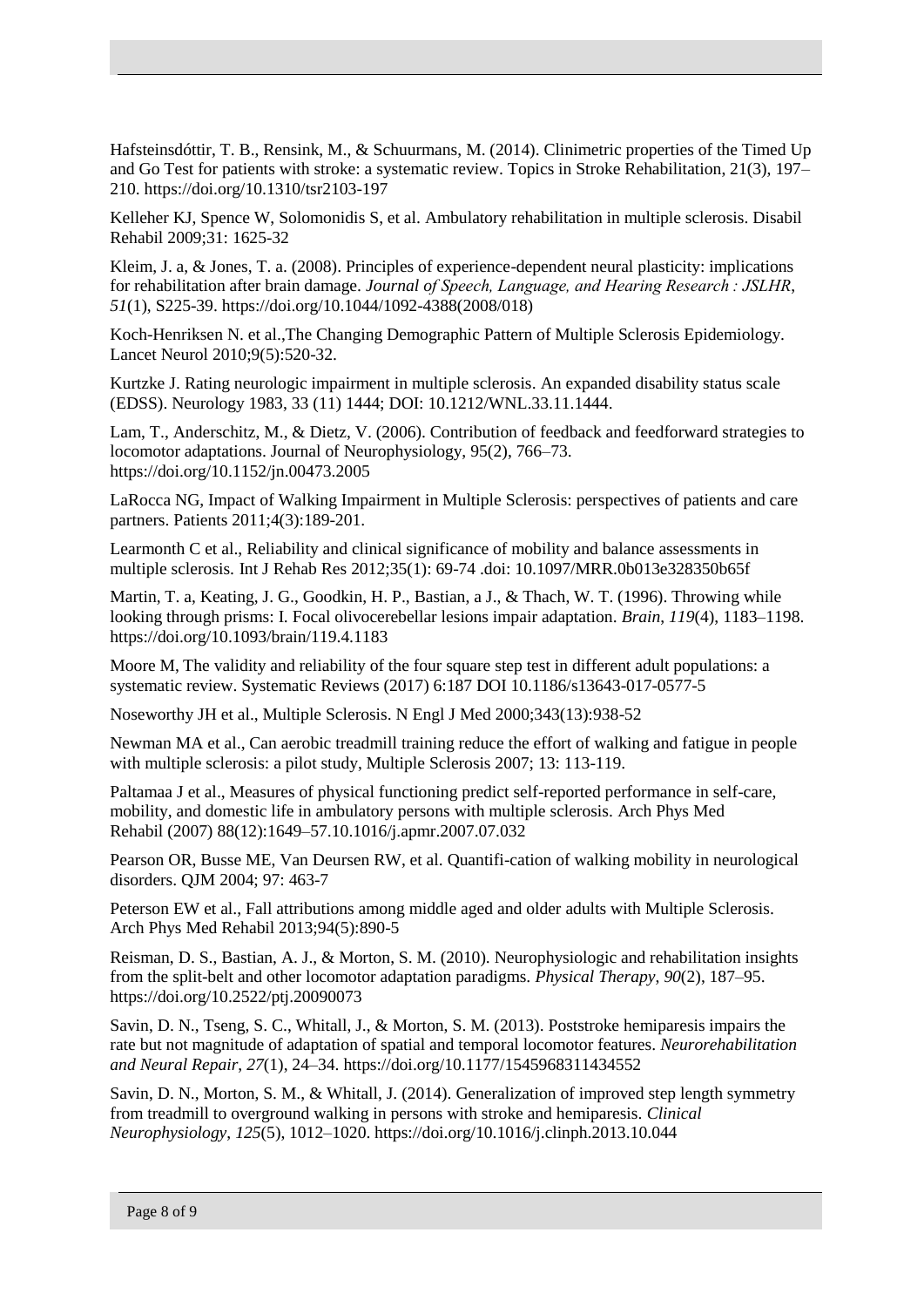Hafsteinsdóttir, T. B., Rensink, M., & Schuurmans, M. (2014). Clinimetric properties of the Timed Up and Go Test for patients with stroke: a systematic review. Topics in Stroke Rehabilitation, 21(3), 197–210. https://doi.org/10.1310/tsr2103-197

Kelleher KJ, Spence W, Solomonidis S, et al. Ambulatory rehabilitation in multiple sclerosis. Disabil Rehabil 2009;31: 1625-32

Kleim, J. a, & Jones, T. a. (2008). Principles of experience-dependent neural plasticity: implications for rehabilitation after brain damage. *Journal of Speech, Language, and Hearing Research : JSLHR*, *51*(1), S225-39. https://doi.org/10.1044/1092-4388(2008/018)

Koch-Henriksen N. et al.,The Changing Demographic Pattern of Multiple Sclerosis Epidemiology. Lancet Neurol 2010;9(5):520-32.

Kurtzke J. Rating neurologic impairment in multiple sclerosis. An expanded disability status scale (EDSS). Neurology 1983, 33 (11) 1444; DOI: 10.1212/WNL.33.11.1444.

Lam, T., Anderschitz, M., & Dietz, V. (2006). Contribution of feedback and feedforward strategies to locomotor adaptations. Journal of Neurophysiology, 95(2), 766–73. https://doi.org/10.1152/jn.00473.2005

LaRocca NG, Impact of Walking Impairment in Multiple Sclerosis: perspectives of patients and care partners. Patients 2011;4(3):189-201.

Learmonth C et al., Reliability and clinical significance of mobility and balance assessments in multiple sclerosis. Int J Rehab Res 2012;35(1): 69-74 .doi: 10.1097/MRR.0b013e328350b65f

Martin, T. a, Keating, J. G., Goodkin, H. P., Bastian, a J., & Thach, W. T. (1996). Throwing while looking through prisms: I. Focal olivocerebellar lesions impair adaptation. *Brain*, *119*(4), 1183–1198. https://doi.org/10.1093/brain/119.4.1183

Moore M, The validity and reliability of the four square step test in different adult populations: a systematic review. Systematic Reviews (2017) 6:187 DOI 10.1186/s13643-017-0577-5

Noseworthy JH et al., Multiple Sclerosis. N Engl J Med 2000;343(13):938-52

Newman MA et al., Can aerobic treadmill training reduce the effort of walking and fatigue in people with multiple sclerosis: a pilot study, Multiple Sclerosis 2007; 13: 113-119.

Paltamaa J et al., Measures of physical functioning predict self-reported performance in self-care, mobility, and domestic life in ambulatory persons with multiple sclerosis. Arch Phys Med Rehabil (2007) 88(12):1649–57.10.1016/j.apmr.2007.07.032

Pearson OR, Busse ME, Van Deursen RW, et al. Quantifi-cation of walking mobility in neurological disorders. QJM 2004; 97: 463-7

Peterson EW et al., Fall attributions among middle aged and older adults with Multiple Sclerosis. Arch Phys Med Rehabil 2013;94(5):890-5

Reisman, D. S., Bastian, A. J., & Morton, S. M. (2010). Neurophysiologic and rehabilitation insights from the split-belt and other locomotor adaptation paradigms. *Physical Therapy*, *90*(2), 187–95. https://doi.org/10.2522/ptj.20090073

Savin, D. N., Tseng, S. C., Whitall, J., & Morton, S. M. (2013). Poststroke hemiparesis impairs the rate but not magnitude of adaptation of spatial and temporal locomotor features. *Neurorehabilitation and Neural Repair*, *27*(1), 24–34. https://doi.org/10.1177/1545968311434552

Savin, D. N., Morton, S. M., & Whitall, J. (2014). Generalization of improved step length symmetry from treadmill to overground walking in persons with stroke and hemiparesis. *Clinical Neurophysiology*, *125*(5), 1012–1020. https://doi.org/10.1016/j.clinph.2013.10.044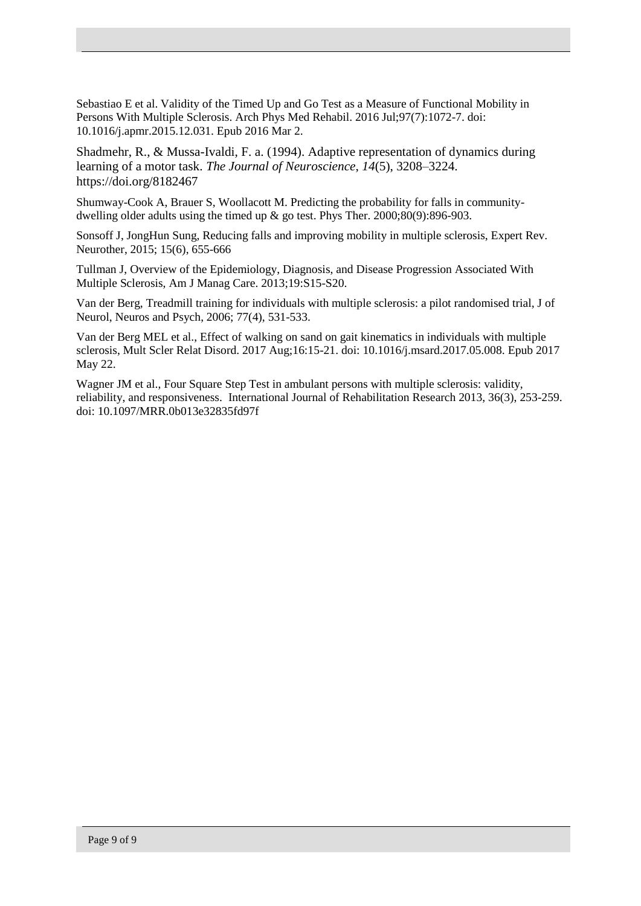Sebastiao E et al. Validity of the Timed Up and Go Test as a Measure of Functional Mobility in Persons With Multiple Sclerosis. Arch Phys Med Rehabil. 2016 Jul;97(7):1072-7. doi: 10.1016/j.apmr.2015.12.031. Epub 2016 Mar 2.

Shadmehr, R., & Mussa-Ivaldi, F. a. (1994). Adaptive representation of dynamics during learning of a motor task. *The Journal of Neuroscience*, *14*(5), 3208–3224. https://doi.org/8182467

Shumway-Cook A, Brauer S, Woollacott M. Predicting the probability for falls in community-dwelling older adults using the timed up & go test. Phys Ther. 2000;80(9):896-903.

Sonsoff J, JongHun Sung, Reducing falls and improving mobility in multiple sclerosis, Expert Rev. Neurother, 2015; 15(6), 655-666

Tullman J, Overview of the Epidemiology, Diagnosis, and Disease Progression Associated With Multiple Sclerosis, Am J Manag Care. 2013;19:S15-S20.

Van der Berg, Treadmill training for individuals with multiple sclerosis: a pilot randomised trial, J of Neurol, Neuros and Psych, 2006; 77(4), 531-533.

Van der Berg MEL et al., Effect of walking on sand on gait kinematics in individuals with multiple sclerosis, Mult Scler Relat Disord. 2017 Aug;16:15-21. doi: 10.1016/j.msard.2017.05.008. Epub 2017 May 22.

Wagner JM et al., Four Square Step Test in ambulant persons with multiple sclerosis: validity, reliability, and responsiveness. International Journal of Rehabilitation Research 2013, 36(3), 253-259. doi: 10.1097/MRR.0b013e32835fd97f